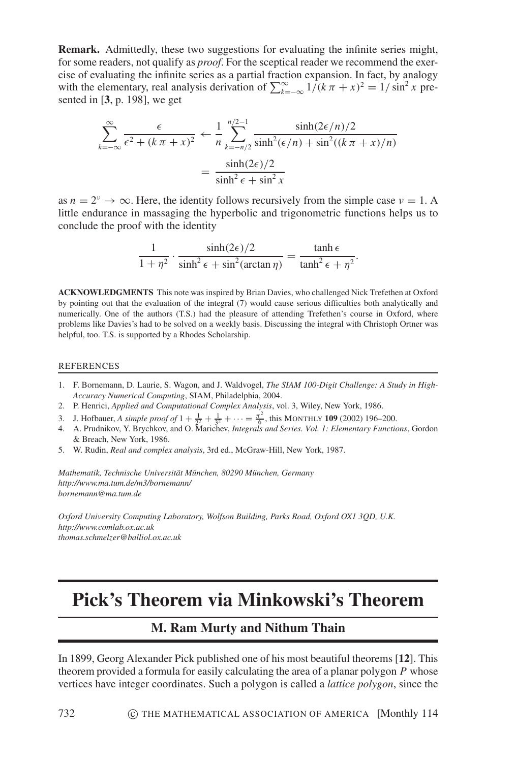**Remark.** Admittedly, these two suggestions for evaluating the infinite series might, for some readers, not qualify as *proof*. For the sceptical reader we recommend the exercise of evaluating the infinite series as a partial fraction expansion. In fact, by analogy with the elementary, real analysis derivation of $\sum_{k=-\infty}^{\infty} 1/(k\pi + x)^2 = 1/\sin^2 x$ presented in [**3**, p. 198], we get

$$\sum_{k=-\infty}^{\infty} \frac{\epsilon}{\epsilon^2 + (k\pi + x)^2} \leftarrow \frac{1}{n} \sum_{k=-n/2}^{n/2-1} \frac{\sinh(2\epsilon/n)/2}{\sinh^2(\epsilon/n) + \sin^2((k\pi + x)/n)}$$
$$= \frac{\sinh(2\epsilon)/2}{\sinh^2 \epsilon + \sin^2 x}$$

as $n = 2^\nu \to \infty$. Here, the identity follows recursively from the simple case $\nu = 1$. A little endurance in massaging the hyperbolic and trigonometric functions helps us to conclude the proof with the identity

$$\frac{1}{1+\eta^2} \cdot \frac{\sinh(2\epsilon)/2}{\sinh^2 \epsilon + \sin^2(\arctan \eta)} = \frac{\tanh \epsilon}{\tanh^2 \epsilon + \eta^2}.$$

**ACKNOWLEDGMENTS** This note was inspired by Brian Davies, who challenged Nick Trefethen at Oxford by pointing out that the evaluation of the integral (7) would cause serious difficulties both analytically and numerically. One of the authors (T.S.) had the pleasure of attending Trefethen's course in Oxford, where problems like Davies's had to be solved on a weekly basis. Discussing the integral with Christoph Ortner was helpful, too. T.S. is supported by a Rhodes Scholarship.

REFERENCES

1. F. Bornemann, D. Laurie, S. Wagon, and J. Waldvogel, *The SIAM 100-Digit Challenge: A Study in High-Accuracy Numerical Computing*, SIAM, Philadelphia, 2004.
2. P. Henrici, *Applied and Computational Complex Analysis*, vol. 3, Wiley, New York, 1986.
3. J. Hofbauer, *A simple proof of* $1 + \frac{1}{2^2} + \frac{1}{3^2} + \cdots = \frac{\pi^2}{6}$, this MONTHLY **109** (2002) 196–200.
4. A. Prudnikov, Y. Brychkov, and O. Marichev, *Integrals and Series. Vol. 1: Elementary Functions*, Gordon & Breach, New York, 1986.
5. W. Rudin, *Real and complex analysis*, 3rd ed., McGraw-Hill, New York, 1987.

*Mathematik, Technische Universität München, 80290 München, Germany*
*http://www.ma.tum.de/m3/bornemann/*
*bornemann@ma.tum.de*

*Oxford University Computing Laboratory, Wolfson Building, Parks Road, Oxford OX1 3QD, U.K.*
*http://www.comlab.ox.ac.uk*
*thomas.schmelzer@balliol.ox.ac.uk*

# Pick's Theorem via Minkowski's Theorem

## M. Ram Murty and Nithum Thain

In 1899, Georg Alexander Pick published one of his most beautiful theorems [**12**]. This theorem provided a formula for easily calculating the area of a planar polygon $P$ whose vertices have integer coordinates. Such a polygon is called a *lattice polygon*, since the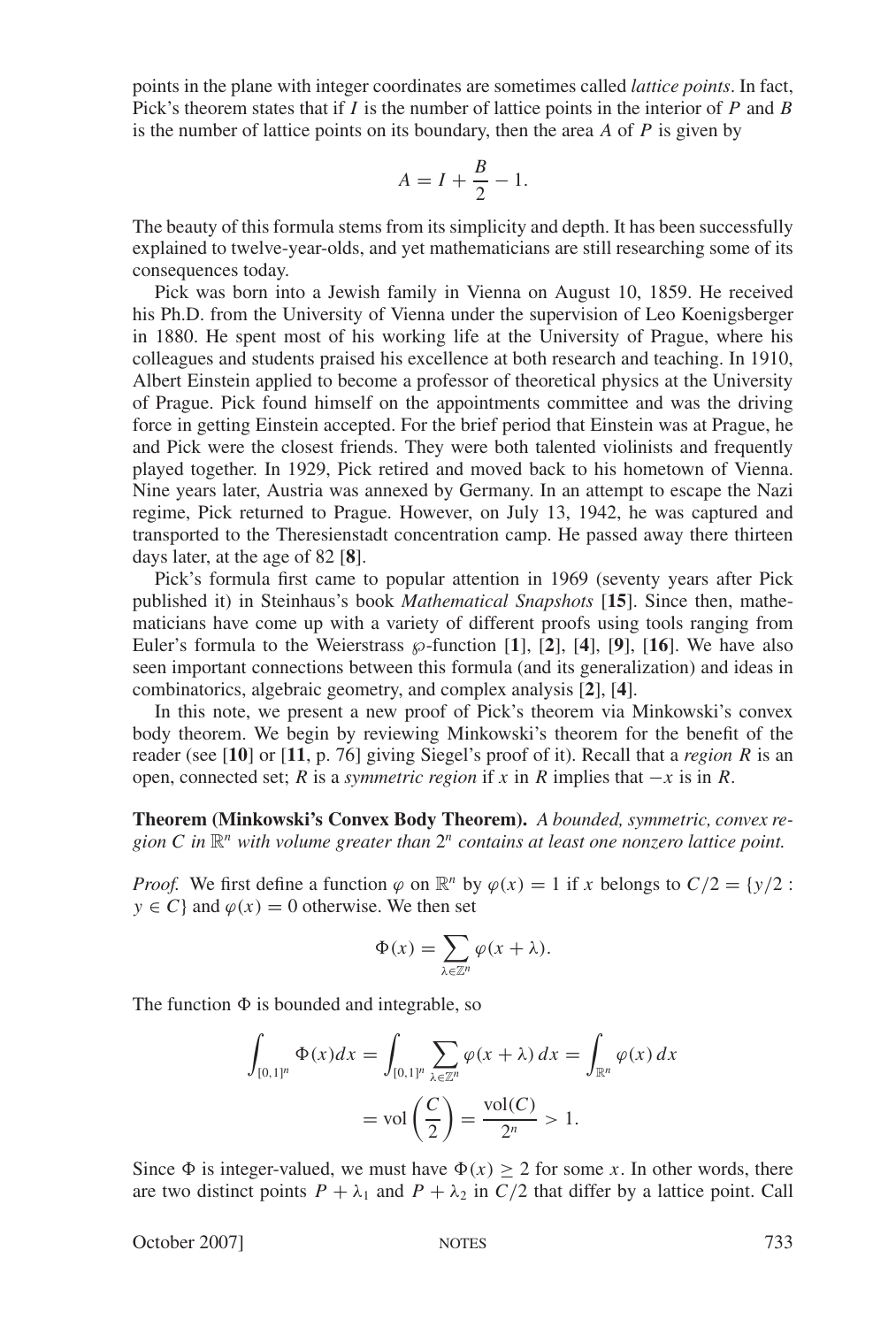points in the plane with integer coordinates are sometimes called *lattice points*. In fact, Pick's theorem states that if $I$ is the number of lattice points in the interior of $P$ and $B$ is the number of lattice points on its boundary, then the area $A$ of $P$ is given by

$$A = I + \frac{B}{2} - 1.$$

The beauty of this formula stems from its simplicity and depth. It has been successfully explained to twelve-year-olds, and yet mathematicians are still researching some of its consequences today.

Pick was born into a Jewish family in Vienna on August 10, 1859. He received his Ph.D. from the University of Vienna under the supervision of Leo Koenigsberger in 1880. He spent most of his working life at the University of Prague, where his colleagues and students praised his excellence at both research and teaching. In 1910, Albert Einstein applied to become a professor of theoretical physics at the University of Prague. Pick found himself on the appointments committee and was the driving force in getting Einstein accepted. For the brief period that Einstein was at Prague, he and Pick were the closest friends. They were both talented violinists and frequently played together. In 1929, Pick retired and moved back to his hometown of Vienna. Nine years later, Austria was annexed by Germany. In an attempt to escape the Nazi regime, Pick returned to Prague. However, on July 13, 1942, he was captured and transported to the Theresienstadt concentration camp. He passed away there thirteen days later, at the age of 82 [**8**].

Pick's formula first came to popular attention in 1969 (seventy years after Pick published it) in Steinhaus's book *Mathematical Snapshots* [**15**]. Since then, mathematicians have come up with a variety of different proofs using tools ranging from Euler's formula to the Weierstrass $\wp$-function [**1**], [**2**], [**4**], [**9**], [**16**]. We have also seen important connections between this formula (and its generalization) and ideas in combinatorics, algebraic geometry, and complex analysis [**2**], [**4**].

In this note, we present a new proof of Pick's theorem via Minkowski's convex body theorem. We begin by reviewing Minkowski's theorem for the benefit of the reader (see [**10**] or [**11**, p. 76] giving Siegel's proof of it). Recall that a *region* $R$ is an open, connected set; $R$ is a *symmetric region* if $x$ in $R$ implies that $-x$ is in $R$.

**Theorem (Minkowski's Convex Body Theorem).** *A bounded, symmetric, convex region $C$ in $\mathbb{R}^n$ with volume greater than $2^n$ contains at least one nonzero lattice point.*

*Proof.* We first define a function $\varphi$ on $\mathbb{R}^n$ by $\varphi(x) = 1$ if $x$ belongs to $C/2 = \{y/2 : y \in C\}$ and $\varphi(x) = 0$ otherwise. We then set

$$\Phi(x) = \sum_{\lambda \in \mathbb{Z}^n} \varphi(x + \lambda).$$

The function $\Phi$ is bounded and integrable, so

$$\int_{[0,1]^n} \Phi(x)dx = \int_{[0,1]^n} \sum_{\lambda \in \mathbb{Z}^n} \varphi(x + \lambda)\, dx = \int_{\mathbb{R}^n} \varphi(x)\, dx$$

$$= \mathrm{vol}\left(\frac{C}{2}\right) = \frac{\mathrm{vol}(C)}{2^n} > 1.$$

Since $\Phi$ is integer-valued, we must have $\Phi(x) \geq 2$ for some $x$. In other words, there are two distinct points $P + \lambda_1$ and $P + \lambda_2$ in $C/2$ that differ by a lattice point. Call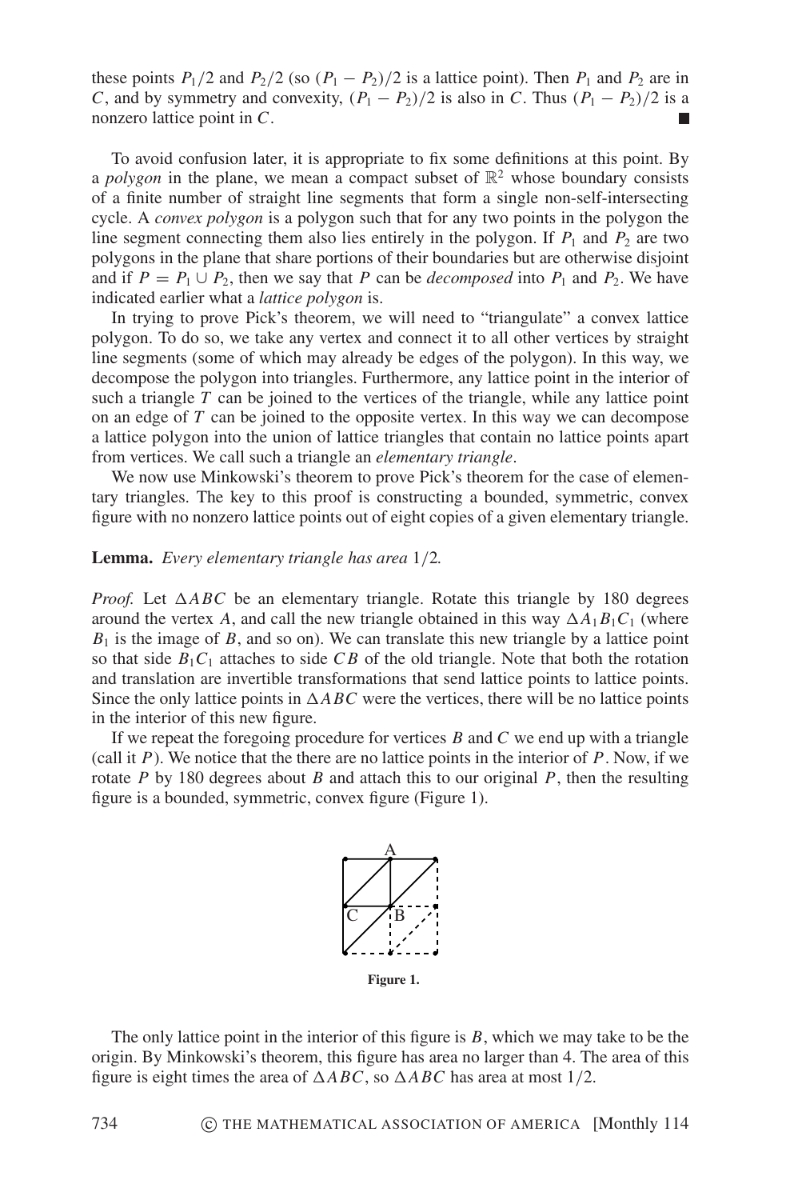these points $P_1/2$ and $P_2/2$ (so $(P_1 - P_2)/2$ is a lattice point). Then $P_1$ and $P_2$ are in $C$, and by symmetry and convexity, $(P_1 - P_2)/2$ is also in $C$. Thus $(P_1 - P_2)/2$ is a nonzero lattice point in $C$. ∎

To avoid confusion later, it is appropriate to fix some definitions at this point. By a *polygon* in the plane, we mean a compact subset of $\mathbb{R}^2$ whose boundary consists of a finite number of straight line segments that form a single non-self-intersecting cycle. A *convex polygon* is a polygon such that for any two points in the polygon the line segment connecting them also lies entirely in the polygon. If $P_1$ and $P_2$ are two polygons in the plane that share portions of their boundaries but are otherwise disjoint and if $P = P_1 \cup P_2$, then we say that $P$ can be *decomposed* into $P_1$ and $P_2$. We have indicated earlier what a *lattice polygon* is.

In trying to prove Pick's theorem, we will need to "triangulate" a convex lattice polygon. To do so, we take any vertex and connect it to all other vertices by straight line segments (some of which may already be edges of the polygon). In this way, we decompose the polygon into triangles. Furthermore, any lattice point in the interior of such a triangle $T$ can be joined to the vertices of the triangle, while any lattice point on an edge of $T$ can be joined to the opposite vertex. In this way we can decompose a lattice polygon into the union of lattice triangles that contain no lattice points apart from vertices. We call such a triangle an *elementary triangle*.

We now use Minkowski's theorem to prove Pick's theorem for the case of elementary triangles. The key to this proof is constructing a bounded, symmetric, convex figure with no nonzero lattice points out of eight copies of a given elementary triangle.

**Lemma.** *Every elementary triangle has area* $1/2$*.*

*Proof.* Let $\Delta ABC$ be an elementary triangle. Rotate this triangle by 180 degrees around the vertex $A$, and call the new triangle obtained in this way $\Delta A_1 B_1 C_1$ (where $B_1$ is the image of $B$, and so on). We can translate this new triangle by a lattice point so that side $B_1 C_1$ attaches to side $CB$ of the old triangle. Note that both the rotation and translation are invertible transformations that send lattice points to lattice points. Since the only lattice points in $\Delta ABC$ were the vertices, there will be no lattice points in the interior of this new figure.

If we repeat the foregoing procedure for vertices $B$ and $C$ we end up with a triangle (call it $P$). We notice that the there are no lattice points in the interior of $P$. Now, if we rotate $P$ by 180 degrees about $B$ and attach this to our original $P$, then the resulting figure is a bounded, symmetric, convex figure (Figure 1).

**Figure 1.**

The only lattice point in the interior of this figure is $B$, which we may take to be the origin. By Minkowski's theorem, this figure has area no larger than 4. The area of this figure is eight times the area of $\Delta ABC$, so $\Delta ABC$ has area at most $1/2$.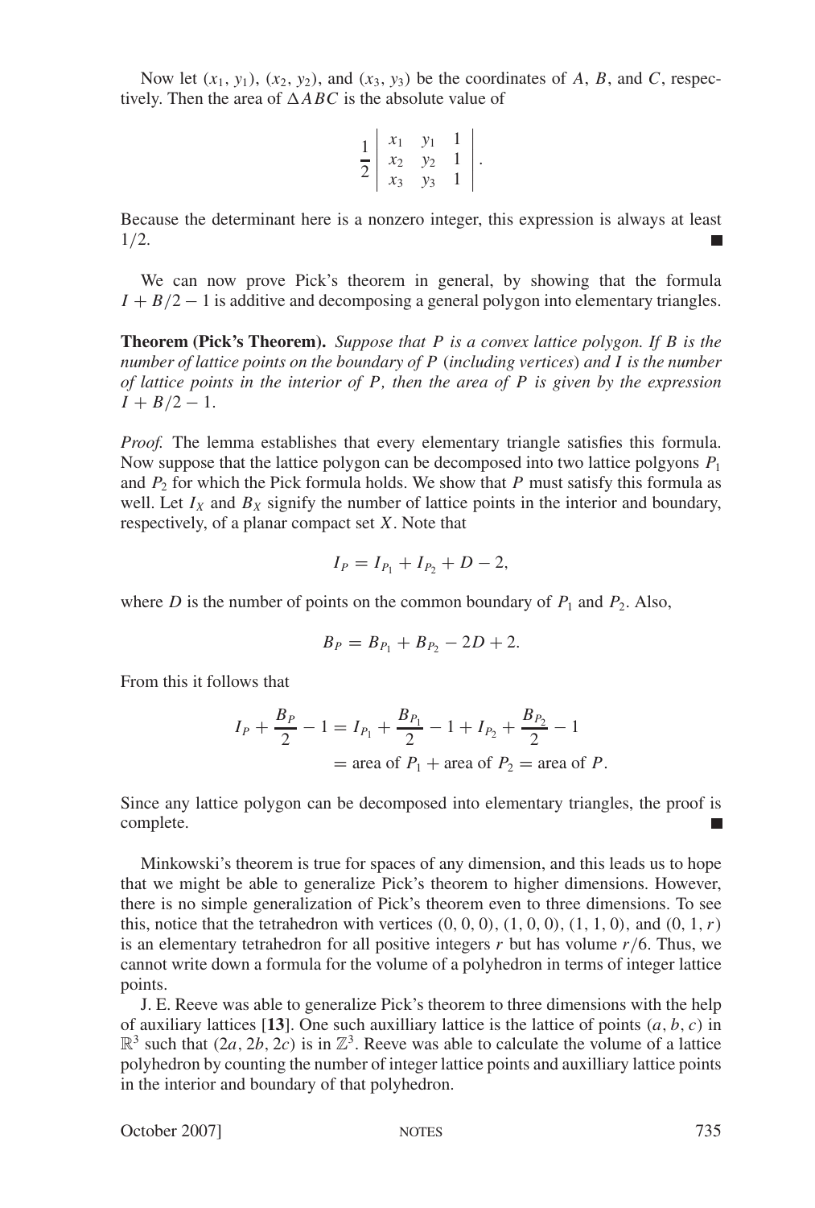Now let $(x_1, y_1)$, $(x_2, y_2)$, and $(x_3, y_3)$ be the coordinates of $A$, $B$, and $C$, respectively. Then the area of $\Delta ABC$ is the absolute value of

$$\frac{1}{2}\begin{vmatrix} x_1 & y_1 & 1 \\ x_2 & y_2 & 1 \\ x_3 & y_3 & 1 \end{vmatrix}.$$

Because the determinant here is a nonzero integer, this expression is always at least $1/2$. ■

We can now prove Pick's theorem in general, by showing that the formula $I + B/2 - 1$ is additive and decomposing a general polygon into elementary triangles.

**Theorem (Pick's Theorem).** *Suppose that $P$ is a convex lattice polygon. If $B$ is the number of lattice points on the boundary of $P$ (including vertices) and $I$ is the number of lattice points in the interior of $P$, then the area of $P$ is given by the expression $I + B/2 - 1$.*

*Proof.* The lemma establishes that every elementary triangle satisfies this formula. Now suppose that the lattice polygon can be decomposed into two lattice polgyons $P_1$ and $P_2$ for which the Pick formula holds. We show that $P$ must satisfy this formula as well. Let $I_X$ and $B_X$ signify the number of lattice points in the interior and boundary, respectively, of a planar compact set $X$. Note that

$$I_P = I_{P_1} + I_{P_2} + D - 2,$$

where $D$ is the number of points on the common boundary of $P_1$ and $P_2$. Also,

$$B_P = B_{P_1} + B_{P_2} - 2D + 2.$$

From this it follows that

$$\begin{aligned} I_P + \frac{B_P}{2} - 1 &= I_{P_1} + \frac{B_{P_1}}{2} - 1 + I_{P_2} + \frac{B_{P_2}}{2} - 1 \\ &= \text{area of } P_1 + \text{area of } P_2 = \text{area of } P. \end{aligned}$$

Since any lattice polygon can be decomposed into elementary triangles, the proof is complete. ■

Minkowski's theorem is true for spaces of any dimension, and this leads us to hope that we might be able to generalize Pick's theorem to higher dimensions. However, there is no simple generalization of Pick's theorem even to three dimensions. To see this, notice that the tetrahedron with vertices $(0, 0, 0)$, $(1, 0, 0)$, $(1, 1, 0)$, and $(0, 1, r)$ is an elementary tetrahedron for all positive integers $r$ but has volume $r/6$. Thus, we cannot write down a formula for the volume of a polyhedron in terms of integer lattice points.

J. E. Reeve was able to generalize Pick's theorem to three dimensions with the help of auxiliary lattices [**13**]. One such auxilliary lattice is the lattice of points $(a, b, c)$ in $\mathbb{R}^3$ such that $(2a, 2b, 2c)$ is in $\mathbb{Z}^3$. Reeve was able to calculate the volume of a lattice polyhedron by counting the number of integer lattice points and auxilliary lattice points in the interior and boundary of that polyhedron.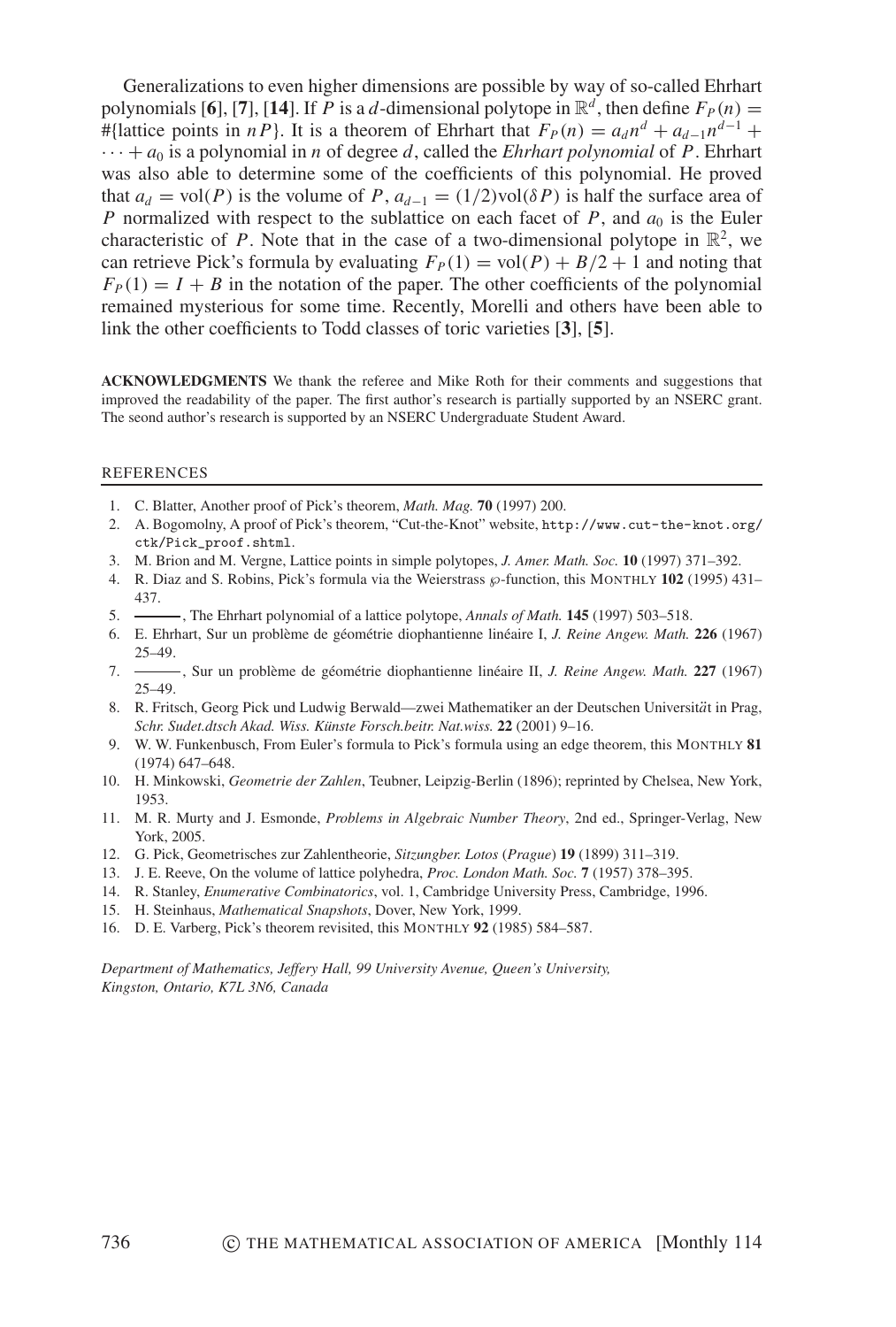Generalizations to even higher dimensions are possible by way of so-called Ehrhart polynomials [**6**], [**7**], [**14**]. If $P$ is a $d$-dimensional polytope in $\mathbb{R}^d$, then define $F_P(n) = \#\{\text{lattice points in } nP\}$. It is a theorem of Ehrhart that $F_P(n) = a_d n^d + a_{d-1}n^{d-1} + \cdots + a_0$ is a polynomial in $n$ of degree $d$, called the *Ehrhart polynomial* of $P$. Ehrhart was also able to determine some of the coefficients of this polynomial. He proved that $a_d = \text{vol}(P)$ is the volume of $P$, $a_{d-1} = (1/2)\text{vol}(\delta P)$ is half the surface area of $P$ normalized with respect to the sublattice on each facet of $P$, and $a_0$ is the Euler characteristic of $P$. Note that in the case of a two-dimensional polytope in $\mathbb{R}^2$, we can retrieve Pick's formula by evaluating $F_P(1) = \text{vol}(P) + B/2 + 1$ and noting that $F_P(1) = I + B$ in the notation of the paper. The other coefficients of the polynomial remained mysterious for some time. Recently, Morelli and others have been able to link the other coefficients to Todd classes of toric varieties [**3**], [**5**].

**ACKNOWLEDGMENTS** We thank the referee and Mike Roth for their comments and suggestions that improved the readability of the paper. The first author's research is partially supported by an NSERC grant. The seond author's research is supported by an NSERC Undergraduate Student Award.

## REFERENCES

1. C. Blatter, Another proof of Pick's theorem, *Math. Mag.* **70** (1997) 200.
2. A. Bogomolny, A proof of Pick's theorem, "Cut-the-Knot" website, `http://www.cut-the-knot.org/ctk/Pick_proof.shtml`.
3. M. Brion and M. Vergne, Lattice points in simple polytopes, *J. Amer. Math. Soc.* **10** (1997) 371–392.
4. R. Diaz and S. Robins, Pick's formula via the Weierstrass $\wp$-function, this MONTHLY **102** (1995) 431–437.
5. ———, The Ehrhart polynomial of a lattice polytope, *Annals of Math.* **145** (1997) 503–518.
6. E. Ehrhart, Sur un problème de géométrie diophantienne linéaire I, *J. Reine Angew. Math.* **226** (1967) 25–49.
7. ———, Sur un problème de géométrie diophantienne linéaire II, *J. Reine Angew. Math.* **227** (1967) 25–49.
8. R. Fritsch, Georg Pick und Ludwig Berwald—zwei Mathematiker an der Deutschen Universität in Prag, *Schr. Sudet.dtsch Akad. Wiss. Künste Forsch.beitr. Nat.wiss.* **22** (2001) 9–16.
9. W. W. Funkenbusch, From Euler's formula to Pick's formula using an edge theorem, this MONTHLY **81** (1974) 647–648.
10. H. Minkowski, *Geometrie der Zahlen*, Teubner, Leipzig-Berlin (1896); reprinted by Chelsea, New York, 1953.
11. M. R. Murty and J. Esmonde, *Problems in Algebraic Number Theory*, 2nd ed., Springer-Verlag, New York, 2005.
12. G. Pick, Geometrisches zur Zahlentheorie, *Sitzungber. Lotos* (*Prague*) **19** (1899) 311–319.
13. J. E. Reeve, On the volume of lattice polyhedra, *Proc. London Math. Soc.* **7** (1957) 378–395.
14. R. Stanley, *Enumerative Combinatorics*, vol. 1, Cambridge University Press, Cambridge, 1996.
15. H. Steinhaus, *Mathematical Snapshots*, Dover, New York, 1999.
16. D. E. Varberg, Pick's theorem revisited, this MONTHLY **92** (1985) 584–587.

*Department of Mathematics, Jeffery Hall, 99 University Avenue, Queen's University, Kingston, Ontario, K7L 3N6, Canada*